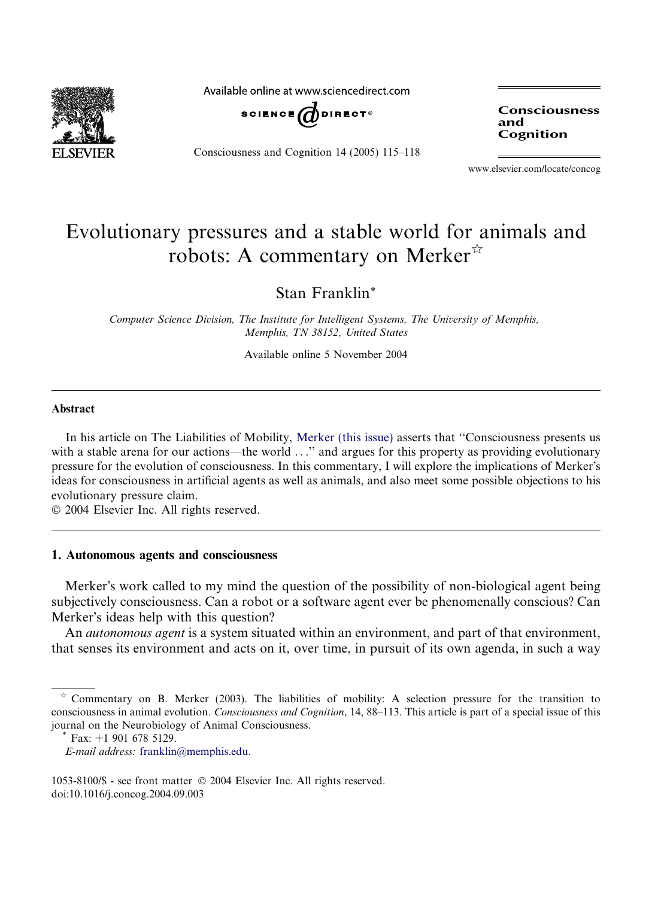# Evolutionary pressures and a stable world for animals and robots: A commentary on Merker[☆]

Stan Franklin[*]

*Computer Science Division, The Institute for Intelligent Systems, The University of Memphis, Memphis, TN 38152, United States*

Available online 5 November 2004

## Abstract

In his article on The Liabilities of Mobility, Merker (this issue) asserts that "Consciousness presents us with a stable arena for our actions—the world ..." and argues for this property as providing evolutionary pressure for the evolution of consciousness. In this commentary, I will explore the implications of Merker's ideas for consciousness in artificial agents as well as animals, and also meet some possible objections to his evolutionary pressure claim.

© 2004 Elsevier Inc. All rights reserved.

## 1. Autonomous agents and consciousness

Merker's work called to my mind the question of the possibility of non-biological agent being subjectively consciousness. Can a robot or a software agent ever be phenomenally conscious? Can Merker's ideas help with this question?

An *autonomous agent* is a system situated within an environment, and part of that environment, that senses its environment and acts on it, over time, in pursuit of its own agenda, in such a way

---

[☆] Commentary on B. Merker (2003). The liabilities of mobility: A selection pressure for the transition to consciousness in animal evolution. *Consciousness and Cognition*, 14, 88–113. This article is part of a special issue of this journal on the Neurobiology of Animal Consciousness.

[*] Fax: +1 901 678 5129.

*E-mail address:* franklin@memphis.edu.

1053-8100/$ - see front matter © 2004 Elsevier Inc. All rights reserved.
doi:10.1016/j.concog.2004.09.003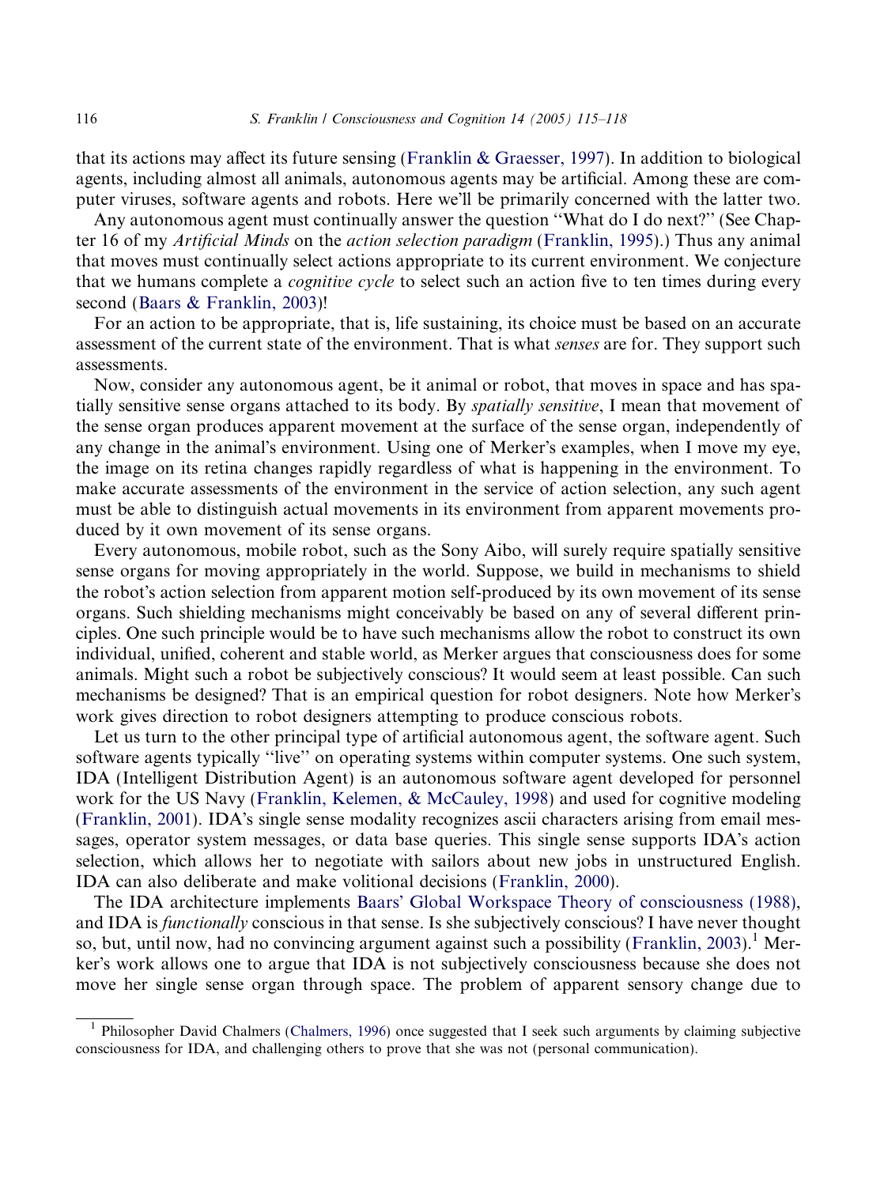that its actions may affect its future sensing (Franklin & Graesser, 1997). In addition to biological agents, including almost all animals, autonomous agents may be artificial. Among these are computer viruses, software agents and robots. Here we'll be primarily concerned with the latter two.

Any autonomous agent must continually answer the question "What do I do next?" (See Chapter 16 of my *Artificial Minds* on the *action selection paradigm* (Franklin, 1995).) Thus any animal that moves must continually select actions appropriate to its current environment. We conjecture that we humans complete a *cognitive cycle* to select such an action five to ten times during every second (Baars & Franklin, 2003)!

For an action to be appropriate, that is, life sustaining, its choice must be based on an accurate assessment of the current state of the environment. That is what *senses* are for. They support such assessments.

Now, consider any autonomous agent, be it animal or robot, that moves in space and has spatially sensitive sense organs attached to its body. By *spatially sensitive*, I mean that movement of the sense organ produces apparent movement at the surface of the sense organ, independently of any change in the animal's environment. Using one of Merker's examples, when I move my eye, the image on its retina changes rapidly regardless of what is happening in the environment. To make accurate assessments of the environment in the service of action selection, any such agent must be able to distinguish actual movements in its environment from apparent movements produced by it own movement of its sense organs.

Every autonomous, mobile robot, such as the Sony Aibo, will surely require spatially sensitive sense organs for moving appropriately in the world. Suppose, we build in mechanisms to shield the robot's action selection from apparent motion self-produced by its own movement of its sense organs. Such shielding mechanisms might conceivably be based on any of several different principles. One such principle would be to have such mechanisms allow the robot to construct its own individual, unified, coherent and stable world, as Merker argues that consciousness does for some animals. Might such a robot be subjectively conscious? It would seem at least possible. Can such mechanisms be designed? That is an empirical question for robot designers. Note how Merker's work gives direction to robot designers attempting to produce conscious robots.

Let us turn to the other principal type of artificial autonomous agent, the software agent. Such software agents typically "live" on operating systems within computer systems. One such system, IDA (Intelligent Distribution Agent) is an autonomous software agent developed for personnel work for the US Navy (Franklin, Kelemen, & McCauley, 1998) and used for cognitive modeling (Franklin, 2001). IDA's single sense modality recognizes ascii characters arising from email messages, operator system messages, or data base queries. This single sense supports IDA's action selection, which allows her to negotiate with sailors about new jobs in unstructured English. IDA can also deliberate and make volitional decisions (Franklin, 2000).

The IDA architecture implements Baars' Global Workspace Theory of consciousness (1988), and IDA is *functionally* conscious in that sense. Is she subjectively conscious? I have never thought so, but, until now, had no convincing argument against such a possibility (Franklin, 2003).[1] Merker's work allows one to argue that IDA is not subjectively consciousness because she does not move her single sense organ through space. The problem of apparent sensory change due to

[1] Philosopher David Chalmers (Chalmers, 1996) once suggested that I seek such arguments by claiming subjective consciousness for IDA, and challenging others to prove that she was not (personal communication).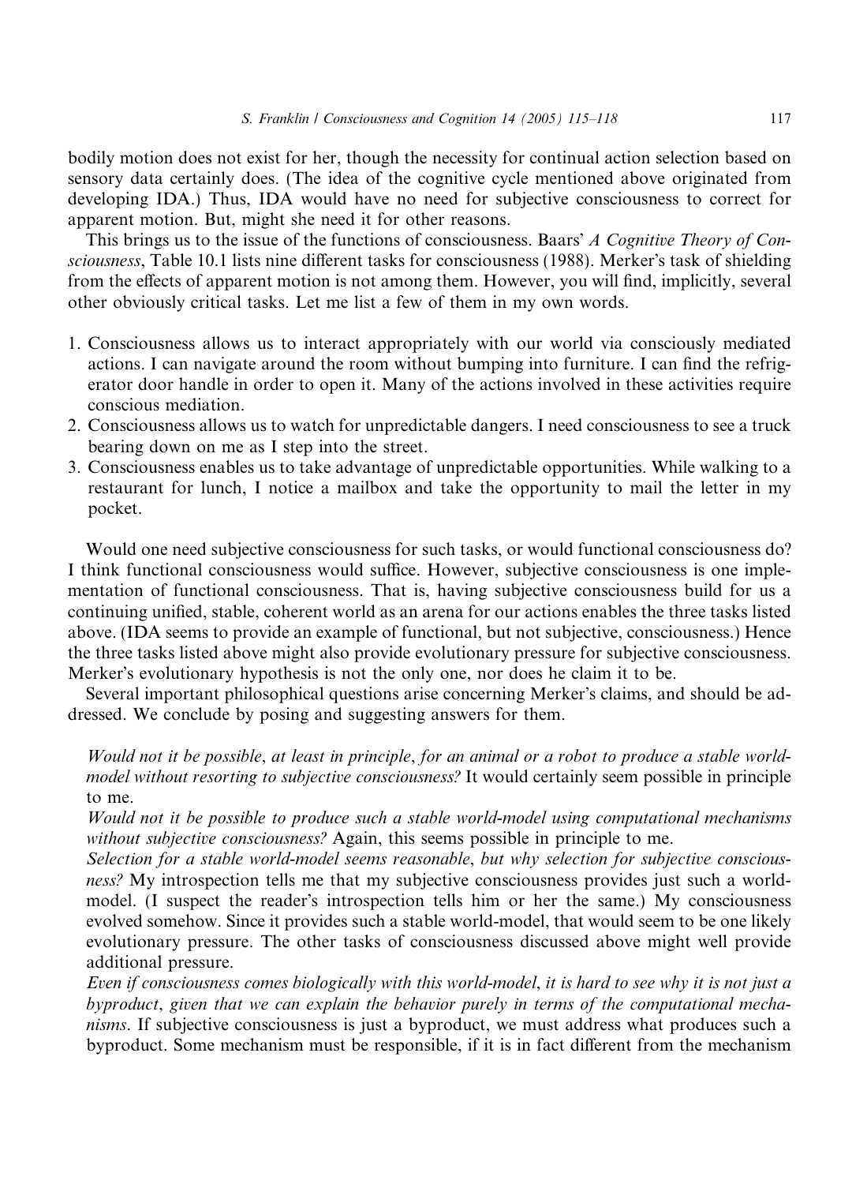bodily motion does not exist for her, though the necessity for continual action selection based on sensory data certainly does. (The idea of the cognitive cycle mentioned above originated from developing IDA.) Thus, IDA would have no need for subjective consciousness to correct for apparent motion. But, might she need it for other reasons.

This brings us to the issue of the functions of consciousness. Baars' *A Cognitive Theory of Consciousness*, Table 10.1 lists nine different tasks for consciousness (1988). Merker's task of shielding from the effects of apparent motion is not among them. However, you will find, implicitly, several other obviously critical tasks. Let me list a few of them in my own words.

1. Consciousness allows us to interact appropriately with our world via consciously mediated actions. I can navigate around the room without bumping into furniture. I can find the refrigerator door handle in order to open it. Many of the actions involved in these activities require conscious mediation.
2. Consciousness allows us to watch for unpredictable dangers. I need consciousness to see a truck bearing down on me as I step into the street.
3. Consciousness enables us to take advantage of unpredictable opportunities. While walking to a restaurant for lunch, I notice a mailbox and take the opportunity to mail the letter in my pocket.

Would one need subjective consciousness for such tasks, or would functional consciousness do? I think functional consciousness would suffice. However, subjective consciousness is one implementation of functional consciousness. That is, having subjective consciousness build for us a continuing unified, stable, coherent world as an arena for our actions enables the three tasks listed above. (IDA seems to provide an example of functional, but not subjective, consciousness.) Hence the three tasks listed above might also provide evolutionary pressure for subjective consciousness. Merker's evolutionary hypothesis is not the only one, nor does he claim it to be.

Several important philosophical questions arise concerning Merker's claims, and should be addressed. We conclude by posing and suggesting answers for them.

*Would not it be possible, at least in principle, for an animal or a robot to produce a stable world-model without resorting to subjective consciousness?* It would certainly seem possible in principle to me.

*Would not it be possible to produce such a stable world-model using computational mechanisms without subjective consciousness?* Again, this seems possible in principle to me.

*Selection for a stable world-model seems reasonable, but why selection for subjective consciousness?* My introspection tells me that my subjective consciousness provides just such a world-model. (I suspect the reader's introspection tells him or her the same.) My consciousness evolved somehow. Since it provides such a stable world-model, that would seem to be one likely evolutionary pressure. The other tasks of consciousness discussed above might well provide additional pressure.

*Even if consciousness comes biologically with this world-model, it is hard to see why it is not just a byproduct, given that we can explain the behavior purely in terms of the computational mechanisms.* If subjective consciousness is just a byproduct, we must address what produces such a byproduct. Some mechanism must be responsible, if it is in fact different from the mechanism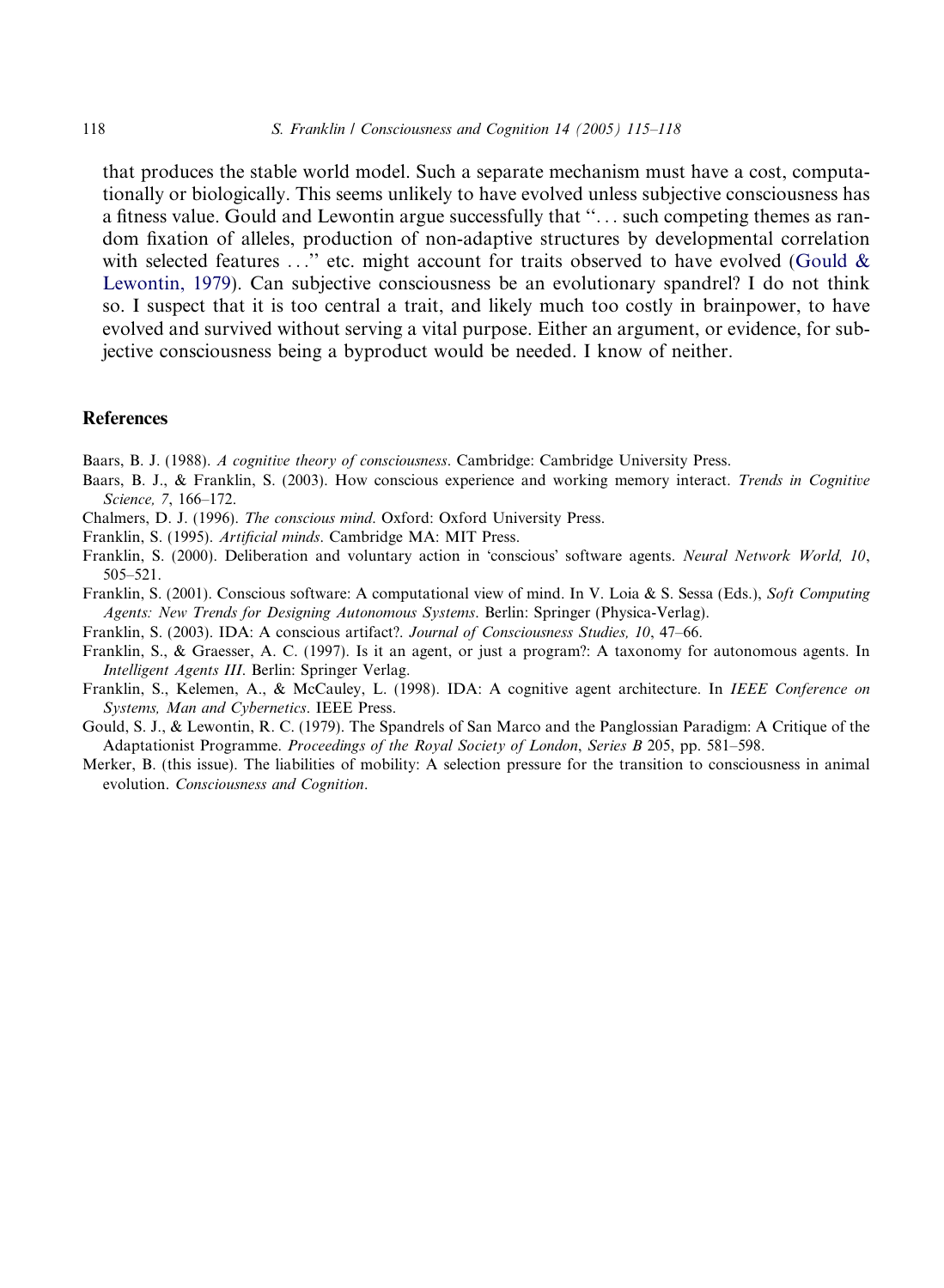that produces the stable world model. Such a separate mechanism must have a cost, computationally or biologically. This seems unlikely to have evolved unless subjective consciousness has a fitness value. Gould and Lewontin argue successfully that "... such competing themes as random fixation of alleles, production of non-adaptive structures by developmental correlation with selected features ..." etc. might account for traits observed to have evolved (Gould & Lewontin, 1979). Can subjective consciousness be an evolutionary spandrel? I do not think so. I suspect that it is too central a trait, and likely much too costly in brainpower, to have evolved and survived without serving a vital purpose. Either an argument, or evidence, for subjective consciousness being a byproduct would be needed. I know of neither.

## References

Baars, B. J. (1988). *A cognitive theory of consciousness*. Cambridge: Cambridge University Press.

Baars, B. J., & Franklin, S. (2003). How conscious experience and working memory interact. *Trends in Cognitive Science, 7*, 166–172.

Chalmers, D. J. (1996). *The conscious mind*. Oxford: Oxford University Press.

Franklin, S. (1995). *Artificial minds*. Cambridge MA: MIT Press.

Franklin, S. (2000). Deliberation and voluntary action in 'conscious' software agents. *Neural Network World, 10*, 505–521.

Franklin, S. (2001). Conscious software: A computational view of mind. In V. Loia & S. Sessa (Eds.), *Soft Computing Agents: New Trends for Designing Autonomous Systems*. Berlin: Springer (Physica-Verlag).

Franklin, S. (2003). IDA: A conscious artifact?. *Journal of Consciousness Studies, 10*, 47–66.

Franklin, S., & Graesser, A. C. (1997). Is it an agent, or just a program?: A taxonomy for autonomous agents. In *Intelligent Agents III*. Berlin: Springer Verlag.

Franklin, S., Kelemen, A., & McCauley, L. (1998). IDA: A cognitive agent architecture. In *IEEE Conference on Systems, Man and Cybernetics*. IEEE Press.

Gould, S. J., & Lewontin, R. C. (1979). The Spandrels of San Marco and the Panglossian Paradigm: A Critique of the Adaptationist Programme. *Proceedings of the Royal Society of London*, *Series B* 205, pp. 581–598.

Merker, B. (this issue). The liabilities of mobility: A selection pressure for the transition to consciousness in animal evolution. *Consciousness and Cognition*.